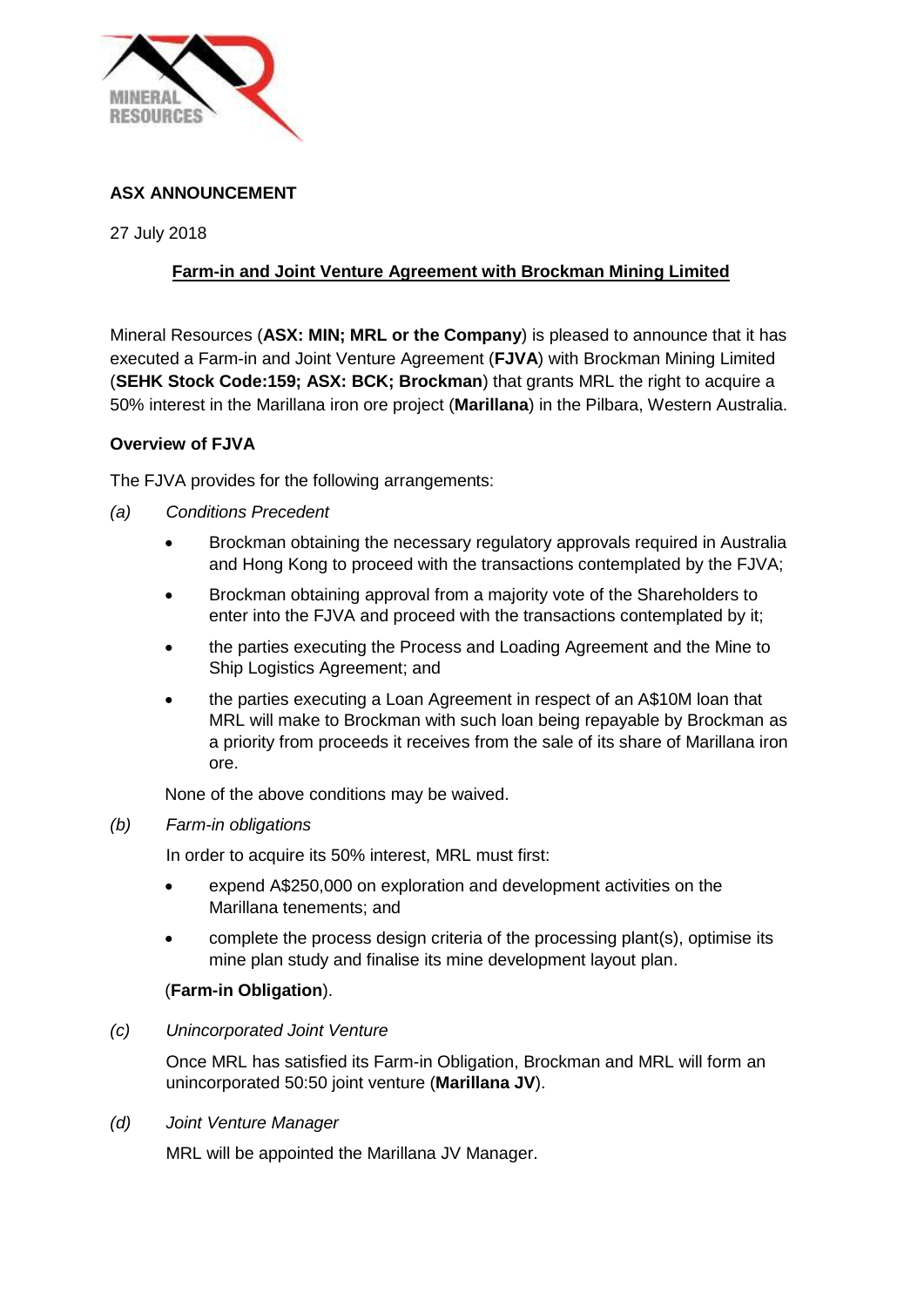**ASX ANNOUNCEMENT**

27 July 2018

## Farm-in and Joint Venture Agreement with Brockman Mining Limited

Mineral Resources (**ASX: MIN; MRL or the Company**) is pleased to announce that it has executed a Farm-in and Joint Venture Agreement (**FJVA**) with Brockman Mining Limited (**SEHK Stock Code:159; ASX: BCK; Brockman**) that grants MRL the right to acquire a 50% interest in the Marillana iron ore project (**Marillana**) in the Pilbara, Western Australia.

### Overview of FJVA

The FJVA provides for the following arrangements:

*(a)* *Conditions Precedent*

- Brockman obtaining the necessary regulatory approvals required in Australia and Hong Kong to proceed with the transactions contemplated by the FJVA;
- Brockman obtaining approval from a majority vote of the Shareholders to enter into the FJVA and proceed with the transactions contemplated by it;
- the parties executing the Process and Loading Agreement and the Mine to Ship Logistics Agreement; and
- the parties executing a Loan Agreement in respect of an A$10M loan that MRL will make to Brockman with such loan being repayable by Brockman as a priority from proceeds it receives from the sale of its share of Marillana iron ore.

None of the above conditions may be waived.

*(b)* *Farm-in obligations*

In order to acquire its 50% interest, MRL must first:

- expend A$250,000 on exploration and development activities on the Marillana tenements; and
- complete the process design criteria of the processing plant(s), optimise its mine plan study and finalise its mine development layout plan.

(**Farm-in Obligation**).

*(c)* *Unincorporated Joint Venture*

Once MRL has satisfied its Farm-in Obligation, Brockman and MRL will form an unincorporated 50:50 joint venture (**Marillana JV**).

*(d)* *Joint Venture Manager*

MRL will be appointed the Marillana JV Manager.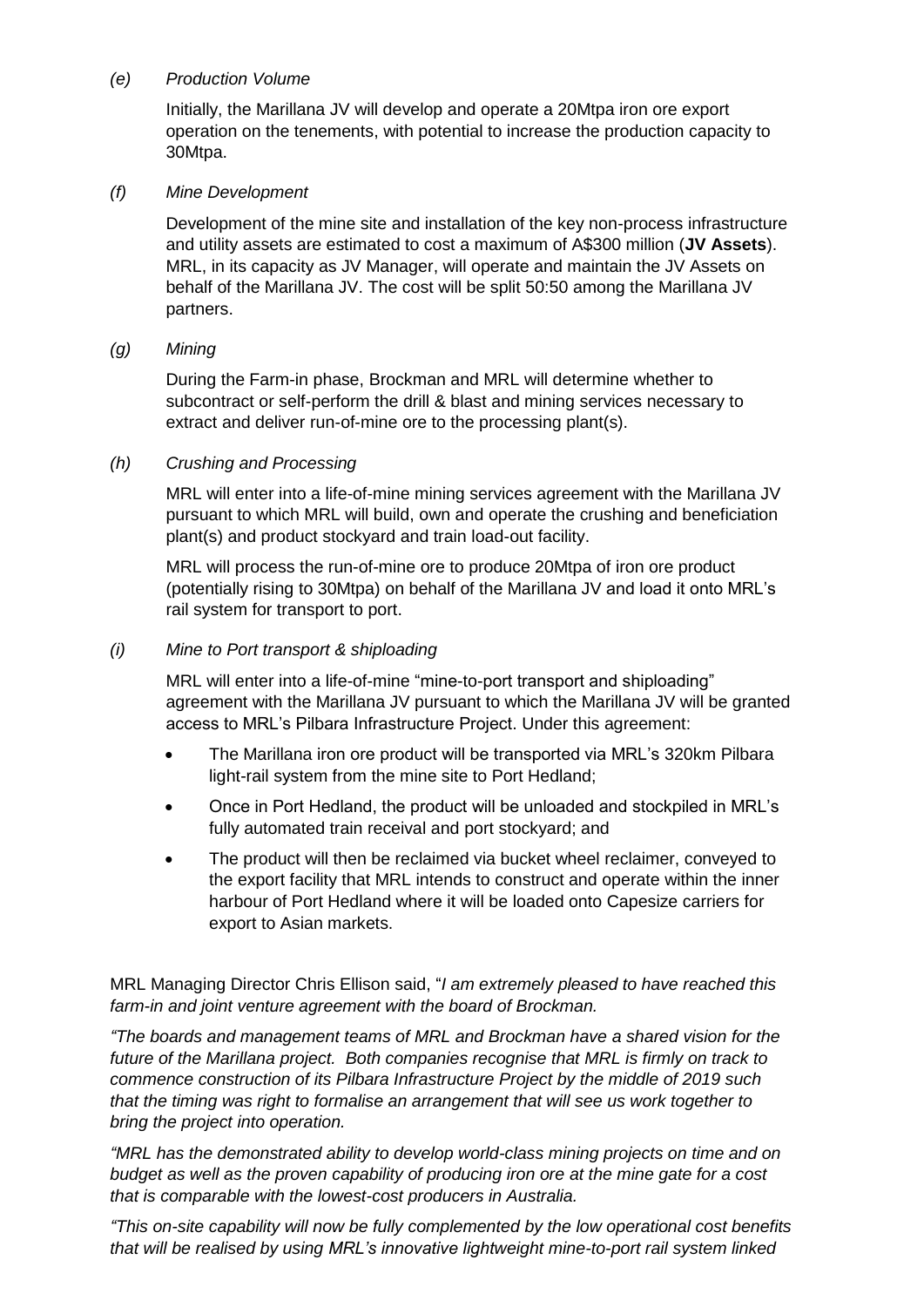*(e) Production Volume*

Initially, the Marillana JV will develop and operate a 20Mtpa iron ore export operation on the tenements, with potential to increase the production capacity to 30Mtpa.

*(f) Mine Development*

Development of the mine site and installation of the key non-process infrastructure and utility assets are estimated to cost a maximum of A$300 million (**JV Assets**). MRL, in its capacity as JV Manager, will operate and maintain the JV Assets on behalf of the Marillana JV. The cost will be split 50:50 among the Marillana JV partners.

*(g) Mining*

During the Farm-in phase, Brockman and MRL will determine whether to subcontract or self-perform the drill & blast and mining services necessary to extract and deliver run-of-mine ore to the processing plant(s).

*(h) Crushing and Processing*

MRL will enter into a life-of-mine mining services agreement with the Marillana JV pursuant to which MRL will build, own and operate the crushing and beneficiation plant(s) and product stockyard and train load-out facility.

MRL will process the run-of-mine ore to produce 20Mtpa of iron ore product (potentially rising to 30Mtpa) on behalf of the Marillana JV and load it onto MRL's rail system for transport to port.

*(i) Mine to Port transport & shiploading*

MRL will enter into a life-of-mine "mine-to-port transport and shiploading" agreement with the Marillana JV pursuant to which the Marillana JV will be granted access to MRL's Pilbara Infrastructure Project. Under this agreement:

- The Marillana iron ore product will be transported via MRL's 320km Pilbara light-rail system from the mine site to Port Hedland;
- Once in Port Hedland, the product will be unloaded and stockpiled in MRL's fully automated train receival and port stockyard; and
- The product will then be reclaimed via bucket wheel reclaimer, conveyed to the export facility that MRL intends to construct and operate within the inner harbour of Port Hedland where it will be loaded onto Capesize carriers for export to Asian markets.

MRL Managing Director Chris Ellison said, "*I am extremely pleased to have reached this farm-in and joint venture agreement with the board of Brockman.*

*"The boards and management teams of MRL and Brockman have a shared vision for the future of the Marillana project. Both companies recognise that MRL is firmly on track to commence construction of its Pilbara Infrastructure Project by the middle of 2019 such that the timing was right to formalise an arrangement that will see us work together to bring the project into operation.*

*"MRL has the demonstrated ability to develop world-class mining projects on time and on budget as well as the proven capability of producing iron ore at the mine gate for a cost that is comparable with the lowest-cost producers in Australia.*

*"This on-site capability will now be fully complemented by the low operational cost benefits that will be realised by using MRL's innovative lightweight mine-to-port rail system linked*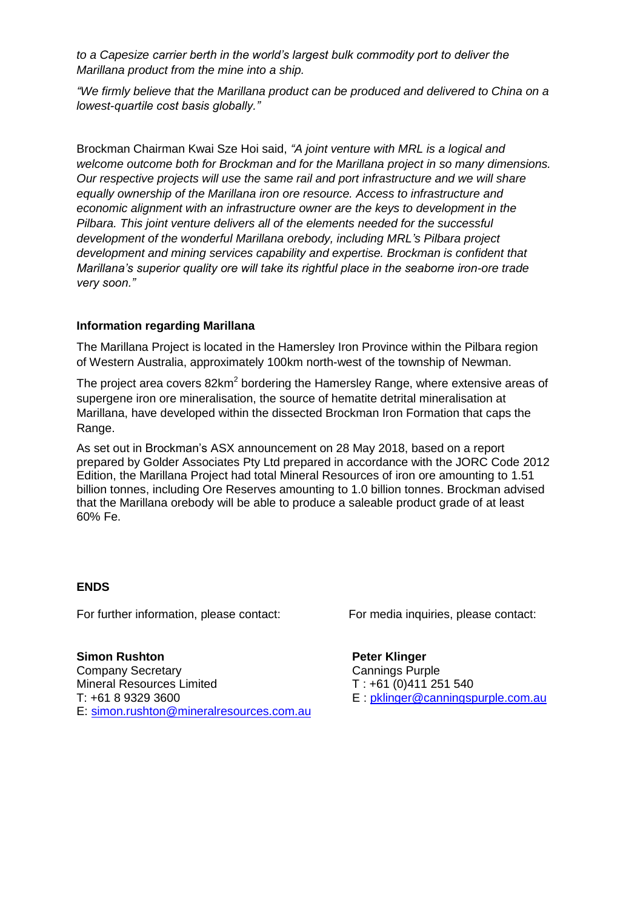*to a Capesize carrier berth in the world's largest bulk commodity port to deliver the Marillana product from the mine into a ship.*

*"We firmly believe that the Marillana product can be produced and delivered to China on a lowest-quartile cost basis globally."*

Brockman Chairman Kwai Sze Hoi said, *"A joint venture with MRL is a logical and welcome outcome both for Brockman and for the Marillana project in so many dimensions. Our respective projects will use the same rail and port infrastructure and we will share equally ownership of the Marillana iron ore resource. Access to infrastructure and economic alignment with an infrastructure owner are the keys to development in the Pilbara. This joint venture delivers all of the elements needed for the successful development of the wonderful Marillana orebody, including MRL's Pilbara project development and mining services capability and expertise. Brockman is confident that Marillana's superior quality ore will take its rightful place in the seaborne iron-ore trade very soon."*

**Information regarding Marillana**

The Marillana Project is located in the Hamersley Iron Province within the Pilbara region of Western Australia, approximately 100km north-west of the township of Newman.

The project area covers 82km$^2$ bordering the Hamersley Range, where extensive areas of supergene iron ore mineralisation, the source of hematite detrital mineralisation at Marillana, have developed within the dissected Brockman Iron Formation that caps the Range.

As set out in Brockman's ASX announcement on 28 May 2018, based on a report prepared by Golder Associates Pty Ltd prepared in accordance with the JORC Code 2012 Edition, the Marillana Project had total Mineral Resources of iron ore amounting to 1.51 billion tonnes, including Ore Reserves amounting to 1.0 billion tonnes. Brockman advised that the Marillana orebody will be able to produce a saleable product grade of at least 60% Fe.

**ENDS**

For further information, please contact:

**Simon Rushton**
Company Secretary
Mineral Resources Limited
T: +61 8 9329 3600
E: simon.rushton@mineralresources.com.au

For media inquiries, please contact:

**Peter Klinger**
Cannings Purple
T : +61 (0)411 251 540
E : pklinger@canningspurple.com.au